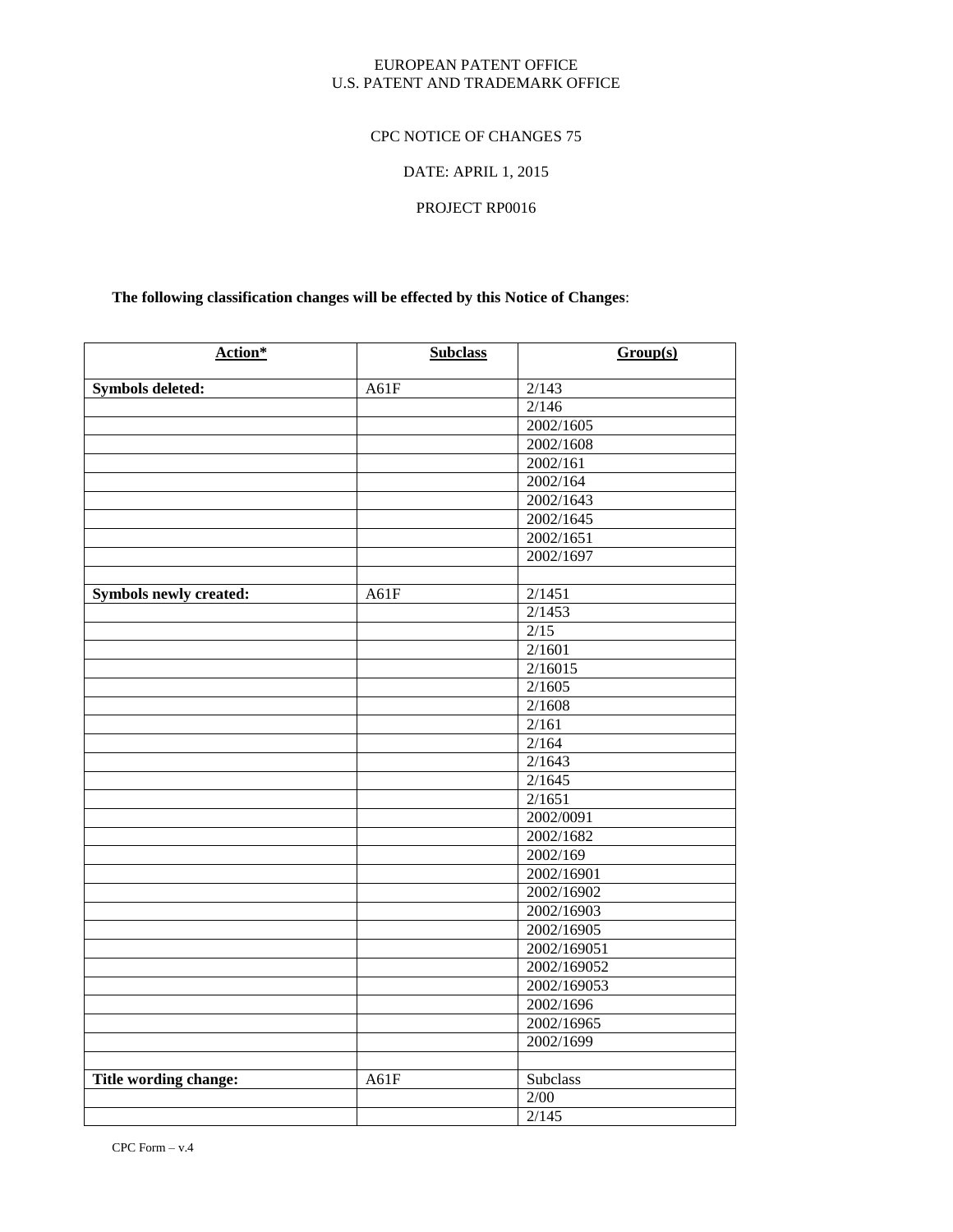EUROPEAN PATENT OFFICE
U.S. PATENT AND TRADEMARK OFFICE

CPC NOTICE OF CHANGES 75

DATE: APRIL 1, 2015

PROJECT RP0016

**The following classification changes will be effected by this Notice of Changes**:

| **Action*** | **Subclass** | **Group(s)** |
|---|---|---|
| **Symbols deleted:** | A61F | 2/143 |
| | | 2/146 |
| | | 2002/1605 |
| | | 2002/1608 |
| | | 2002/161 |
| | | 2002/164 |
| | | 2002/1643 |
| | | 2002/1645 |
| | | 2002/1651 |
| | | 2002/1697 |
| | | |
| **Symbols newly created:** | A61F | 2/1451 |
| | | 2/1453 |
| | | 2/15 |
| | | 2/1601 |
| | | 2/16015 |
| | | 2/1605 |
| | | 2/1608 |
| | | 2/161 |
| | | 2/164 |
| | | 2/1643 |
| | | 2/1645 |
| | | 2/1651 |
| | | 2002/0091 |
| | | 2002/1682 |
| | | 2002/169 |
| | | 2002/16901 |
| | | 2002/16902 |
| | | 2002/16903 |
| | | 2002/16905 |
| | | 2002/169051 |
| | | 2002/169052 |
| | | 2002/169053 |
| | | 2002/1696 |
| | | 2002/16965 |
| | | 2002/1699 |
| | | |
| **Title wording change:** | A61F | Subclass |
| | | 2/00 |
| | | 2/145 |

CPC Form – v.4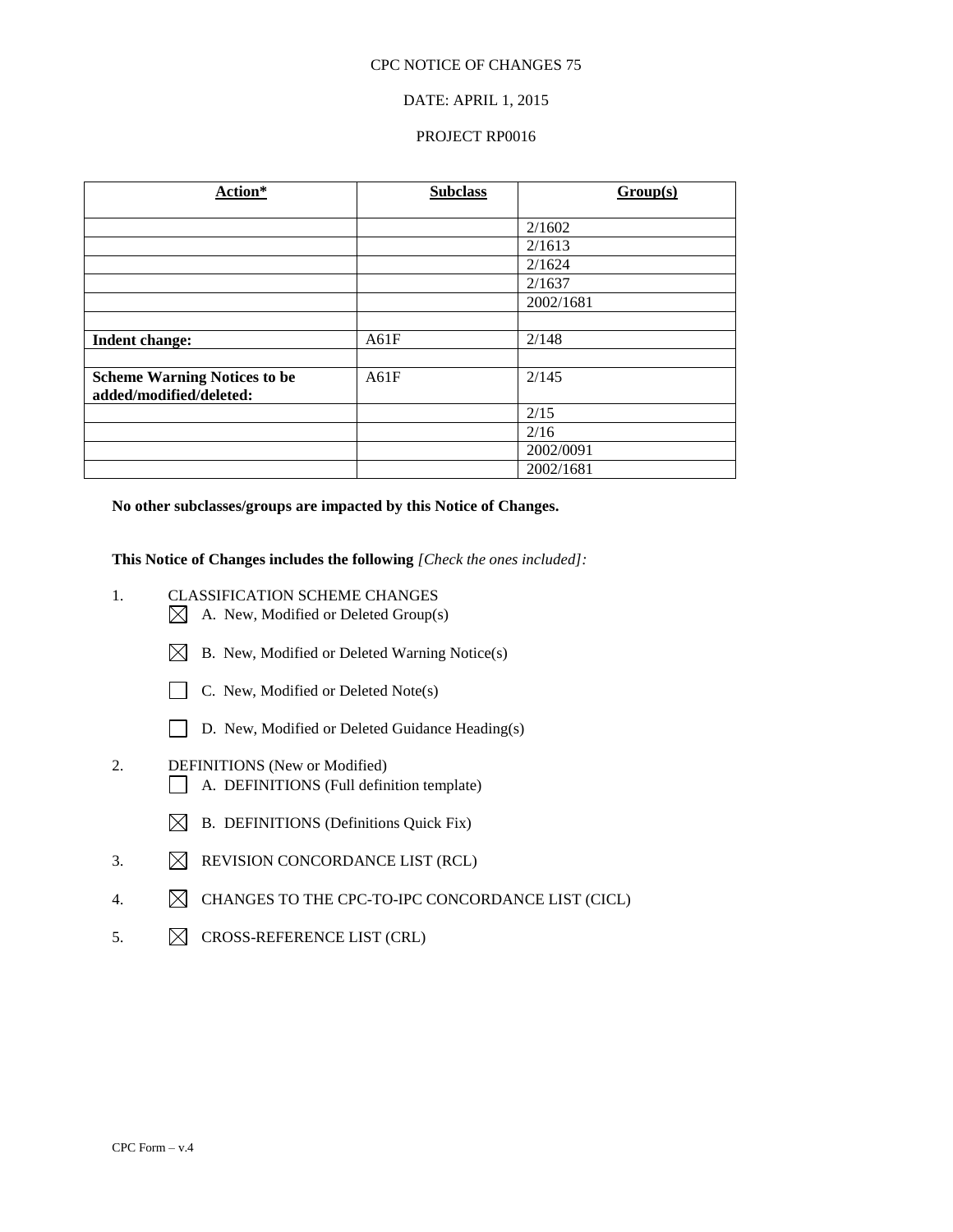CPC NOTICE OF CHANGES 75

DATE: APRIL 1, 2015

PROJECT RP0016

| Action* | Subclass | Group(s) |
|---|---|---|
| | | 2/1602 |
| | | 2/1613 |
| | | 2/1624 |
| | | 2/1637 |
| | | 2002/1681 |
| | | |
| **Indent change:** | A61F | 2/148 |
| | | |
| **Scheme Warning Notices to be added/modified/deleted:** | A61F | 2/145 |
| | | 2/15 |
| | | 2/16 |
| | | 2002/0091 |
| | | 2002/1681 |

**No other subclasses/groups are impacted by this Notice of Changes.**

**This Notice of Changes includes the following** *[Check the ones included]:*

1. CLASSIFICATION SCHEME CHANGES
   - ☒ A. New, Modified or Deleted Group(s)
   - ☒ B. New, Modified or Deleted Warning Notice(s)
   - ☐ C. New, Modified or Deleted Note(s)
   - ☐ D. New, Modified or Deleted Guidance Heading(s)
2. DEFINITIONS (New or Modified)
   - ☐ A. DEFINITIONS (Full definition template)
   - ☒ B. DEFINITIONS (Definitions Quick Fix)
3. ☒ REVISION CONCORDANCE LIST (RCL)
4. ☒ CHANGES TO THE CPC-TO-IPC CONCORDANCE LIST (CICL)
5. ☒ CROSS-REFERENCE LIST (CRL)

CPC Form – v.4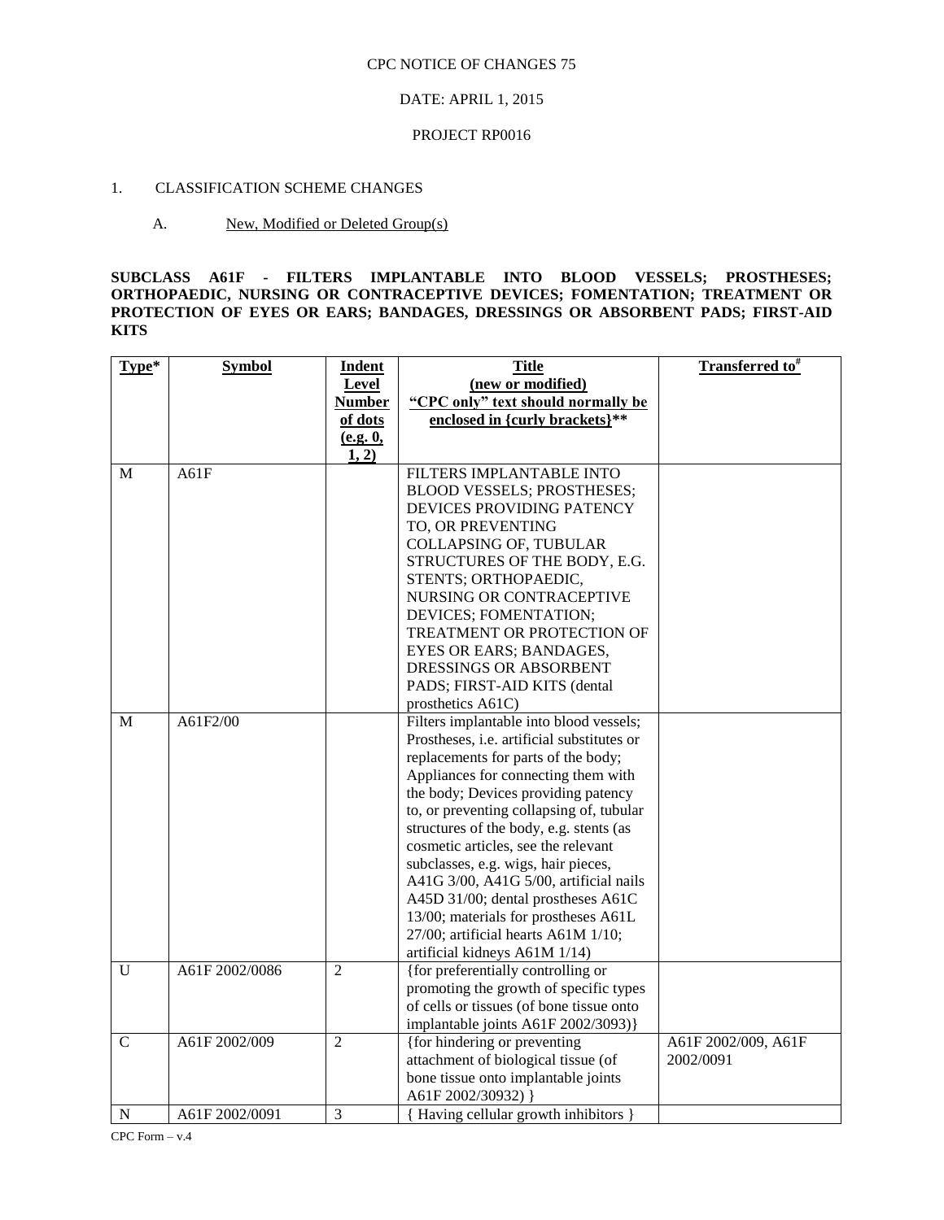CPC NOTICE OF CHANGES 75

DATE: APRIL 1, 2015

PROJECT RP0016

1. CLASSIFICATION SCHEME CHANGES

A. New, Modified or Deleted Group(s)

**SUBCLASS A61F - FILTERS IMPLANTABLE INTO BLOOD VESSELS; PROSTHESES; ORTHOPAEDIC, NURSING OR CONTRACEPTIVE DEVICES; FOMENTATION; TREATMENT OR PROTECTION OF EYES OR EARS; BANDAGES, DRESSINGS OR ABSORBENT PADS; FIRST-AID KITS**

| Type* | Symbol | Indent Level Number of dots (e.g. 0, 1, 2) | Title (new or modified) "CPC only" text should normally be enclosed in {curly brackets}** | Transferred to# |
|---|---|---|---|---|
| M | A61F | | FILTERS IMPLANTABLE INTO BLOOD VESSELS; PROSTHESES; DEVICES PROVIDING PATENCY TO, OR PREVENTING COLLAPSING OF, TUBULAR STRUCTURES OF THE BODY, E.G. STENTS; ORTHOPAEDIC, NURSING OR CONTRACEPTIVE DEVICES; FOMENTATION; TREATMENT OR PROTECTION OF EYES OR EARS; BANDAGES, DRESSINGS OR ABSORBENT PADS; FIRST-AID KITS (dental prosthetics A61C) | |
| M | A61F2/00 | | Filters implantable into blood vessels; Prostheses, i.e. artificial substitutes or replacements for parts of the body; Appliances for connecting them with the body; Devices providing patency to, or preventing collapsing of, tubular structures of the body, e.g. stents (as cosmetic articles, see the relevant subclasses, e.g. wigs, hair pieces, A41G 3/00, A41G 5/00, artificial nails A45D 31/00; dental prostheses A61C 13/00; materials for prostheses A61L 27/00; artificial hearts A61M 1/10; artificial kidneys A61M 1/14) | |
| U | A61F 2002/0086 | 2 | {for preferentially controlling or promoting the growth of specific types of cells or tissues (of bone tissue onto implantable joints A61F 2002/3093)} | |
| C | A61F 2002/009 | 2 | {for hindering or preventing attachment of biological tissue (of bone tissue onto implantable joints A61F 2002/30932) } | A61F 2002/009, A61F 2002/0091 |
| N | A61F 2002/0091 | 3 | { Having cellular growth inhibitors } | |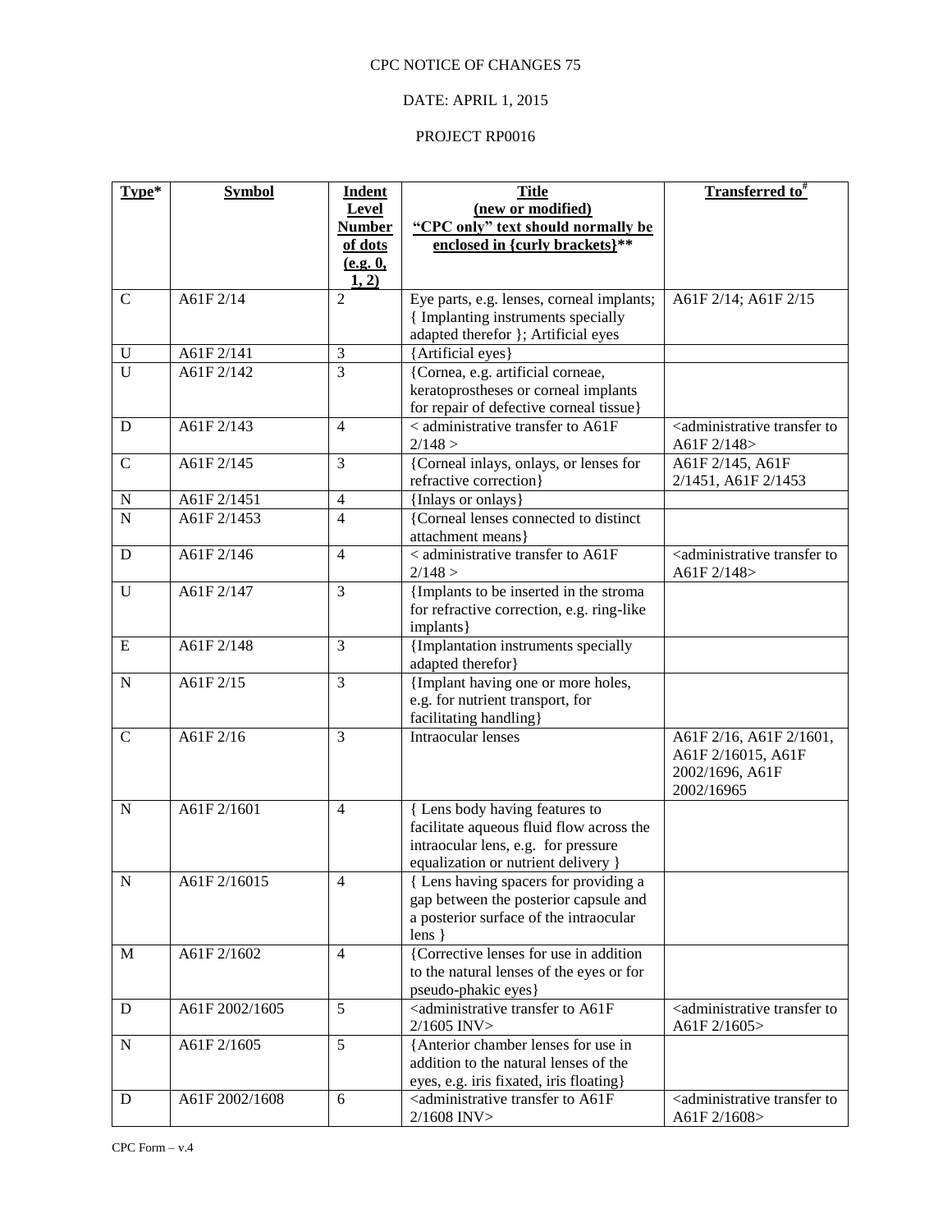CPC NOTICE OF CHANGES 75

DATE: APRIL 1, 2015

PROJECT RP0016

| Type* | Symbol | Indent Level Number of dots (e.g. 0, 1, 2) | Title (new or modified) "CPC only" text should normally be enclosed in {curly brackets}** | Transferred to# |
|---|---|---|---|---|
| C | A61F 2/14 | 2 | Eye parts, e.g. lenses, corneal implants; { Implanting instruments specially adapted therefor }; Artificial eyes | A61F 2/14; A61F 2/15 |
| U | A61F 2/141 | 3 | {Artificial eyes} | |
| U | A61F 2/142 | 3 | {Cornea, e.g. artificial corneae, keratoprostheses or corneal implants for repair of defective corneal tissue} | |
| D | A61F 2/143 | 4 | < administrative transfer to A61F 2/148 > | <administrative transfer to A61F 2/148> |
| C | A61F 2/145 | 3 | {Corneal inlays, onlays, or lenses for refractive correction} | A61F 2/145, A61F 2/1451, A61F 2/1453 |
| N | A61F 2/1451 | 4 | {Inlays or onlays} | |
| N | A61F 2/1453 | 4 | {Corneal lenses connected to distinct attachment means} | |
| D | A61F 2/146 | 4 | < administrative transfer to A61F 2/148 > | <administrative transfer to A61F 2/148> |
| U | A61F 2/147 | 3 | {Implants to be inserted in the stroma for refractive correction, e.g. ring-like implants} | |
| E | A61F 2/148 | 3 | {Implantation instruments specially adapted therefor} | |
| N | A61F 2/15 | 3 | {Implant having one or more holes, e.g. for nutrient transport, for facilitating handling} | |
| C | A61F 2/16 | 3 | Intraocular lenses | A61F 2/16, A61F 2/1601, A61F 2/16015, A61F 2002/1696, A61F 2002/16965 |
| N | A61F 2/1601 | 4 | { Lens body having features to facilitate aqueous fluid flow across the intraocular lens, e.g. for pressure equalization or nutrient delivery } | |
| N | A61F 2/16015 | 4 | { Lens having spacers for providing a gap between the posterior capsule and a posterior surface of the intraocular lens } | |
| M | A61F 2/1602 | 4 | {Corrective lenses for use in addition to the natural lenses of the eyes or for pseudo-phakic eyes} | |
| D | A61F 2002/1605 | 5 | <administrative transfer to A61F 2/1605 INV> | <administrative transfer to A61F 2/1605> |
| N | A61F 2/1605 | 5 | {Anterior chamber lenses for use in addition to the natural lenses of the eyes, e.g. iris fixated, iris floating} | |
| D | A61F 2002/1608 | 6 | <administrative transfer to A61F 2/1608 INV> | <administrative transfer to A61F 2/1608> |

CPC Form – v.4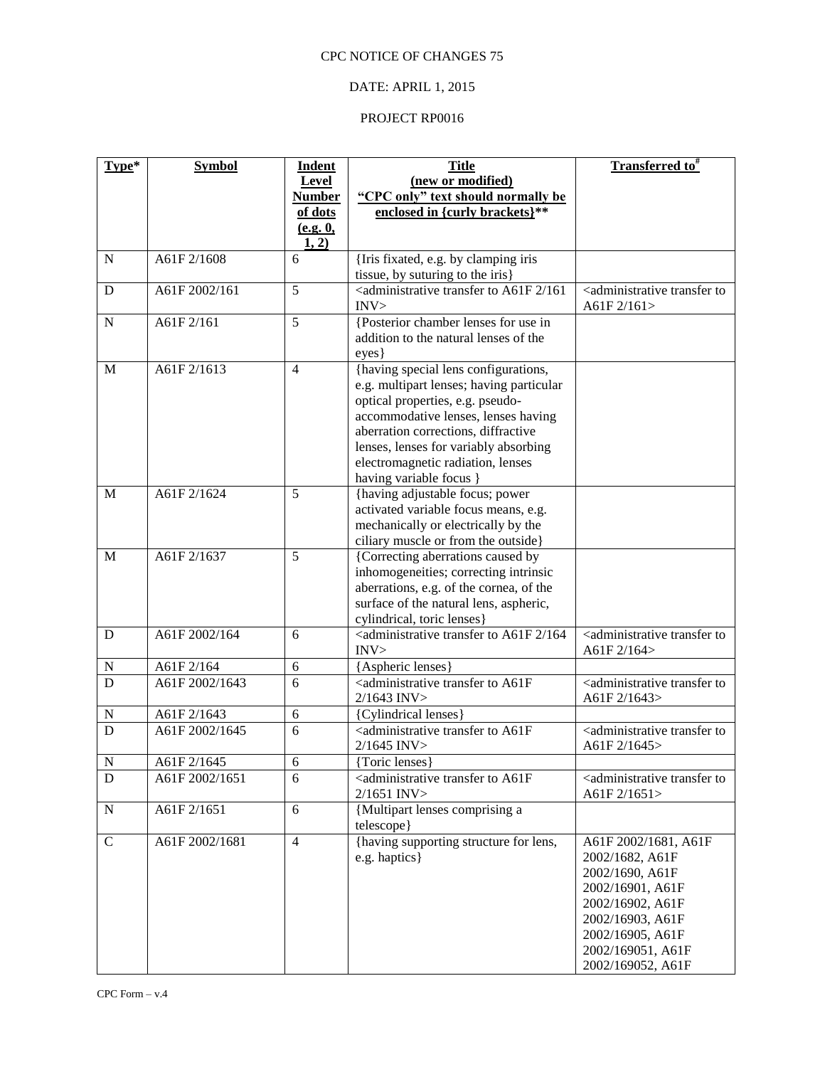CPC NOTICE OF CHANGES 75

DATE: APRIL 1, 2015

PROJECT RP0016

| **Type*** | **Symbol** | **Indent Level Number of dots (e.g. 0, 1, 2)** | **Title (new or modified) "CPC only" text should normally be enclosed in {curly brackets}**** | **Transferred to#** |
|---|---|---|---|---|
| N | A61F 2/1608 | 6 | {Iris fixated, e.g. by clamping iris tissue, by suturing to the iris} | |
| D | A61F 2002/161 | 5 | <administrative transfer to A61F 2/161 INV> | <administrative transfer to A61F 2/161> |
| N | A61F 2/161 | 5 | {Posterior chamber lenses for use in addition to the natural lenses of the eyes} | |
| M | A61F 2/1613 | 4 | {having special lens configurations, e.g. multipart lenses; having particular optical properties, e.g. pseudo-accommodative lenses, lenses having aberration corrections, diffractive lenses, lenses for variably absorbing electromagnetic radiation, lenses having variable focus } | |
| M | A61F 2/1624 | 5 | {having adjustable focus; power activated variable focus means, e.g. mechanically or electrically by the ciliary muscle or from the outside} | |
| M | A61F 2/1637 | 5 | {Correcting aberrations caused by inhomogeneities; correcting intrinsic aberrations, e.g. of the cornea, of the surface of the natural lens, aspheric, cylindrical, toric lenses} | |
| D | A61F 2002/164 | 6 | <administrative transfer to A61F 2/164 INV> | <administrative transfer to A61F 2/164> |
| N | A61F 2/164 | 6 | {Aspheric lenses} | |
| D | A61F 2002/1643 | 6 | <administrative transfer to A61F 2/1643 INV> | <administrative transfer to A61F 2/1643> |
| N | A61F 2/1643 | 6 | {Cylindrical lenses} | |
| D | A61F 2002/1645 | 6 | <administrative transfer to A61F 2/1645 INV> | <administrative transfer to A61F 2/1645> |
| N | A61F 2/1645 | 6 | {Toric lenses} | |
| D | A61F 2002/1651 | 6 | <administrative transfer to A61F 2/1651 INV> | <administrative transfer to A61F 2/1651> |
| N | A61F 2/1651 | 6 | {Multipart lenses comprising a telescope} | |
| C | A61F 2002/1681 | 4 | {having supporting structure for lens, e.g. haptics} | A61F 2002/1681, A61F 2002/1682, A61F 2002/1690, A61F 2002/16901, A61F 2002/16902, A61F 2002/16903, A61F 2002/16905, A61F 2002/169051, A61F 2002/169052, A61F |

CPC Form – v.4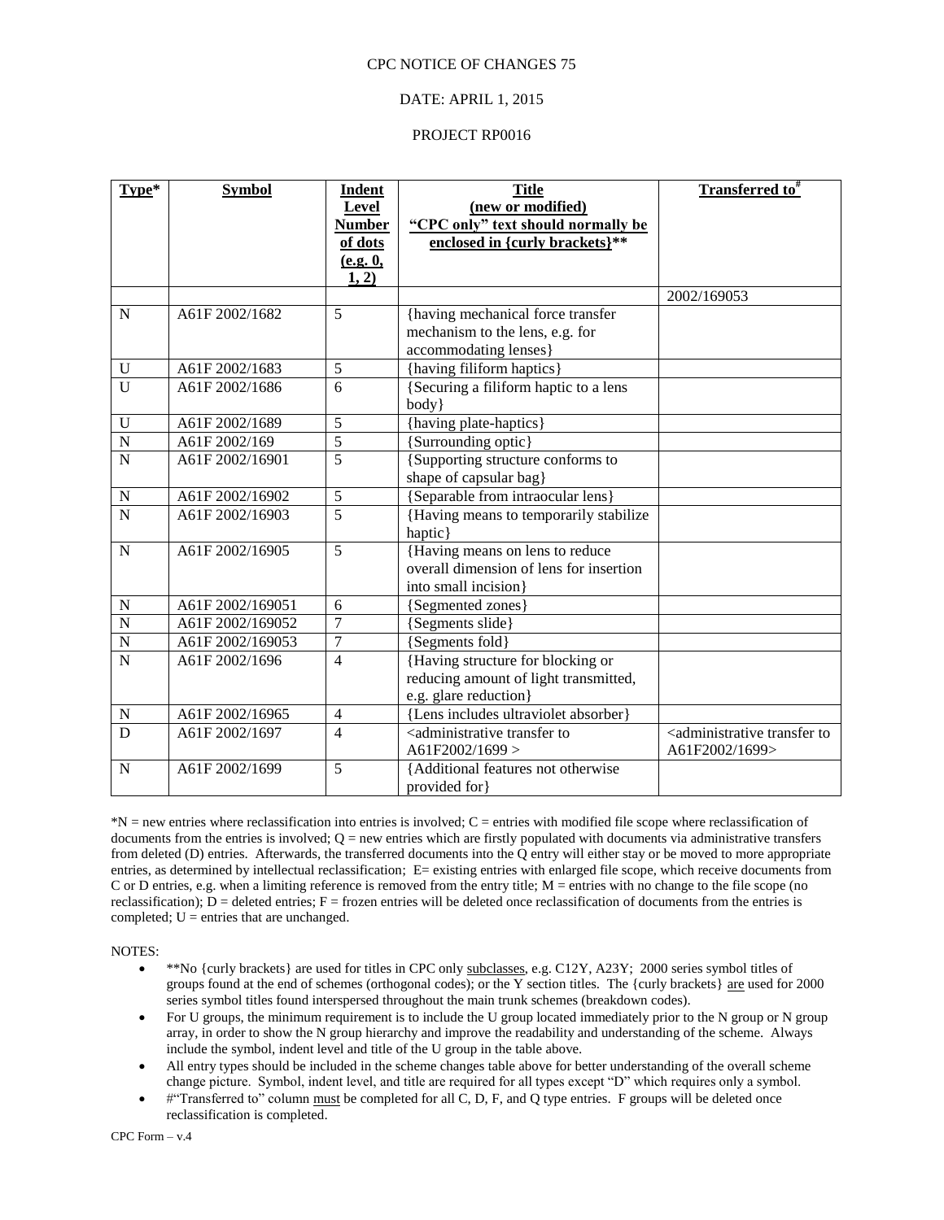CPC NOTICE OF CHANGES 75

DATE: APRIL 1, 2015

PROJECT RP0016

| Type* | Symbol | Indent Level Number of dots (e.g. 0, 1, 2) | Title (new or modified) "CPC only" text should normally be enclosed in {curly brackets}** | Transferred to# |
|---|---|---|---|---|
| | | | | 2002/169053 |
| N | A61F 2002/1682 | 5 | {having mechanical force transfer mechanism to the lens, e.g. for accommodating lenses} | |
| U | A61F 2002/1683 | 5 | {having filiform haptics} | |
| U | A61F 2002/1686 | 6 | {Securing a filiform haptic to a lens body} | |
| U | A61F 2002/1689 | 5 | {having plate-haptics} | |
| N | A61F 2002/169 | 5 | {Surrounding optic} | |
| N | A61F 2002/16901 | 5 | {Supporting structure conforms to shape of capsular bag} | |
| N | A61F 2002/16902 | 5 | {Separable from intraocular lens} | |
| N | A61F 2002/16903 | 5 | {Having means to temporarily stabilize haptic} | |
| N | A61F 2002/16905 | 5 | {Having means on lens to reduce overall dimension of lens for insertion into small incision} | |
| N | A61F 2002/169051 | 6 | {Segmented zones} | |
| N | A61F 2002/169052 | 7 | {Segments slide} | |
| N | A61F 2002/169053 | 7 | {Segments fold} | |
| N | A61F 2002/1696 | 4 | {Having structure for blocking or reducing amount of light transmitted, e.g. glare reduction} | |
| N | A61F 2002/16965 | 4 | {Lens includes ultraviolet absorber} | |
| D | A61F 2002/1697 | 4 | <administrative transfer to A61F2002/1699 > | <administrative transfer to A61F2002/1699> |
| N | A61F 2002/1699 | 5 | {Additional features not otherwise provided for} | |

*N = new entries where reclassification into entries is involved; C = entries with modified file scope where reclassification of documents from the entries is involved; Q = new entries which are firstly populated with documents via administrative transfers from deleted (D) entries. Afterwards, the transferred documents into the Q entry will either stay or be moved to more appropriate entries, as determined by intellectual reclassification; E= existing entries with enlarged file scope, which receive documents from C or D entries, e.g. when a limiting reference is removed from the entry title; M = entries with no change to the file scope (no reclassification); D = deleted entries; F = frozen entries will be deleted once reclassification of documents from the entries is completed; U = entries that are unchanged.

NOTES:

- **No {curly brackets} are used for titles in CPC only subclasses, e.g. C12Y, A23Y; 2000 series symbol titles of groups found at the end of schemes (orthogonal codes); or the Y section titles. The {curly brackets} are used for 2000 series symbol titles found interspersed throughout the main trunk schemes (breakdown codes).
- For U groups, the minimum requirement is to include the U group located immediately prior to the N group or N group array, in order to show the N group hierarchy and improve the readability and understanding of the scheme. Always include the symbol, indent level and title of the U group in the table above.
- All entry types should be included in the scheme changes table above for better understanding of the overall scheme change picture. Symbol, indent level, and title are required for all types except "D" which requires only a symbol.
- #"Transferred to" column must be completed for all C, D, F, and Q type entries. F groups will be deleted once reclassification is completed.

CPC Form – v.4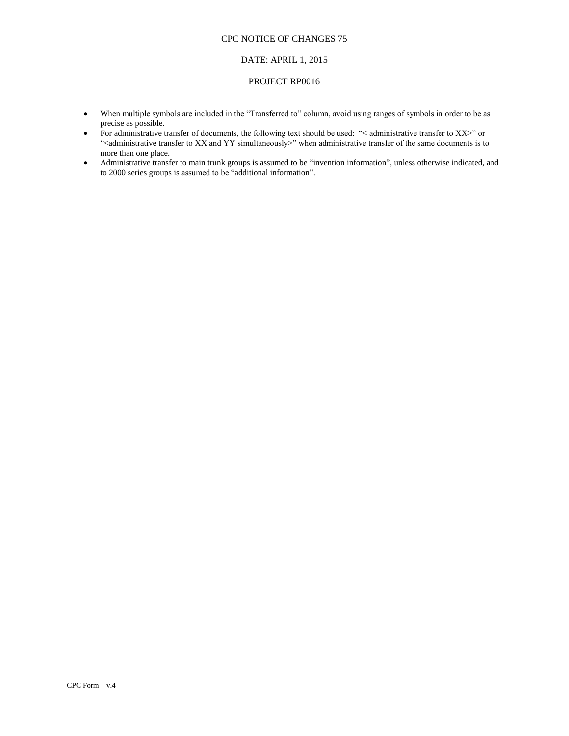CPC NOTICE OF CHANGES 75

DATE: APRIL 1, 2015

PROJECT RP0016

- When multiple symbols are included in the "Transferred to" column, avoid using ranges of symbols in order to be as precise as possible.
- For administrative transfer of documents, the following text should be used: "< administrative transfer to XX>" or "<administrative transfer to XX and YY simultaneously>" when administrative transfer of the same documents is to more than one place.
- Administrative transfer to main trunk groups is assumed to be "invention information", unless otherwise indicated, and to 2000 series groups is assumed to be "additional information".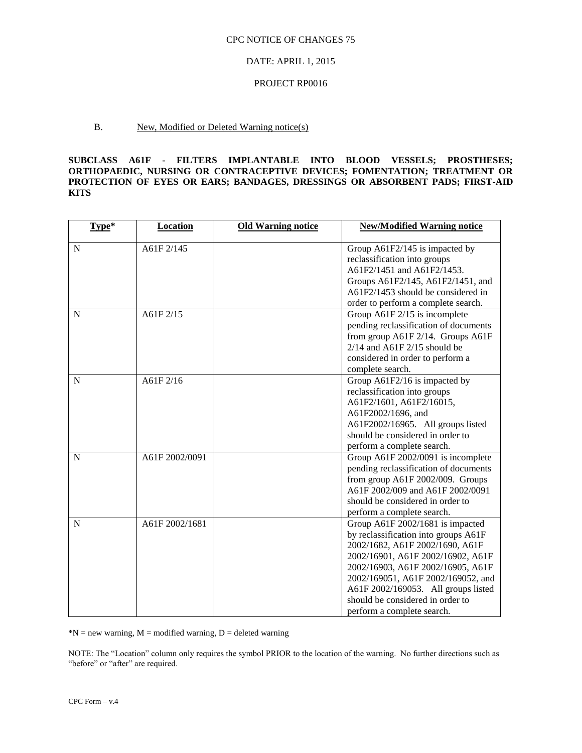CPC NOTICE OF CHANGES 75

DATE: APRIL 1, 2015

PROJECT RP0016

B. New, Modified or Deleted Warning notice(s)

**SUBCLASS A61F - FILTERS IMPLANTABLE INTO BLOOD VESSELS; PROSTHESES; ORTHOPAEDIC, NURSING OR CONTRACEPTIVE DEVICES; FOMENTATION; TREATMENT OR PROTECTION OF EYES OR EARS; BANDAGES, DRESSINGS OR ABSORBENT PADS; FIRST-AID KITS**

| Type* | Location | Old Warning notice | New/Modified Warning notice |
|---|---|---|---|
| N | A61F 2/145 | | Group A61F2/145 is impacted by reclassification into groups A61F2/1451 and A61F2/1453. Groups A61F2/145, A61F2/1451, and A61F2/1453 should be considered in order to perform a complete search. |
| N | A61F 2/15 | | Group A61F 2/15 is incomplete pending reclassification of documents from group A61F 2/14. Groups A61F 2/14 and A61F 2/15 should be considered in order to perform a complete search. |
| N | A61F 2/16 | | Group A61F2/16 is impacted by reclassification into groups A61F2/1601, A61F2/16015, A61F2002/1696, and A61F2002/16965. All groups listed should be considered in order to perform a complete search. |
| N | A61F 2002/0091 | | Group A61F 2002/0091 is incomplete pending reclassification of documents from group A61F 2002/009. Groups A61F 2002/009 and A61F 2002/0091 should be considered in order to perform a complete search. |
| N | A61F 2002/1681 | | Group A61F 2002/1681 is impacted by reclassification into groups A61F 2002/1682, A61F 2002/1690, A61F 2002/16901, A61F 2002/16902, A61F 2002/16903, A61F 2002/16905, A61F 2002/169051, A61F 2002/169052, and A61F 2002/169053. All groups listed should be considered in order to perform a complete search. |

*N = new warning, M = modified warning, D = deleted warning

NOTE: The "Location" column only requires the symbol PRIOR to the location of the warning. No further directions such as "before" or "after" are required.

CPC Form – v.4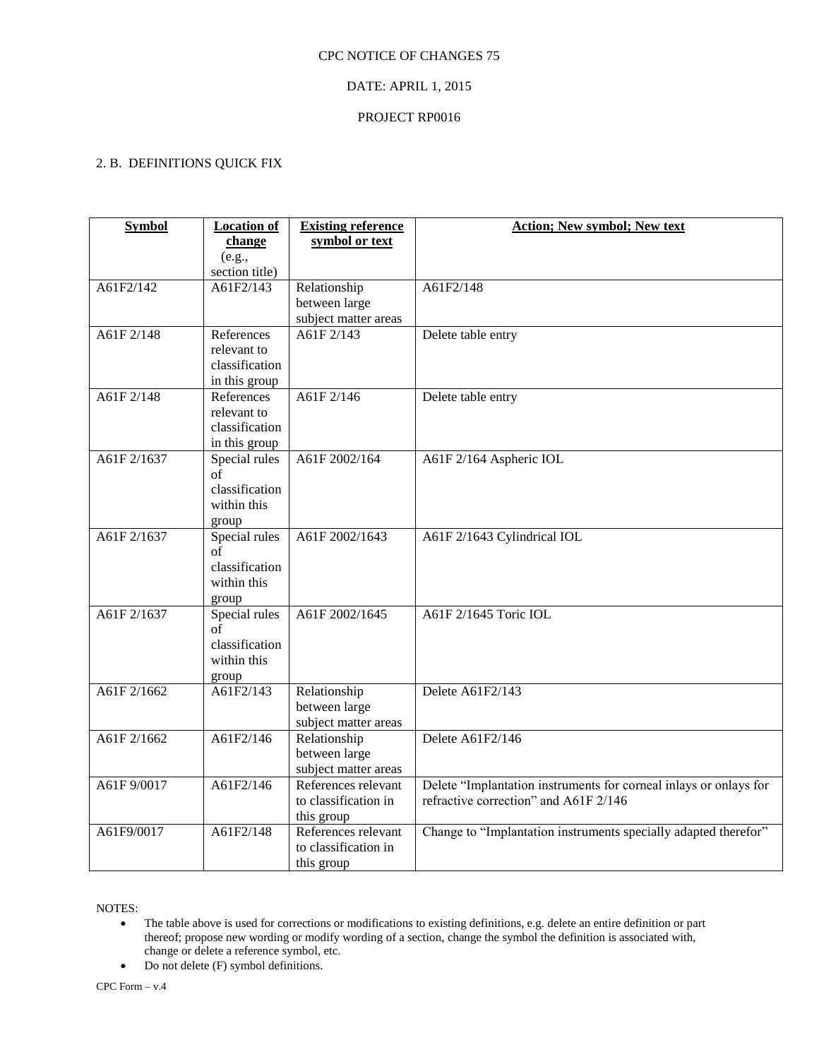CPC NOTICE OF CHANGES 75

DATE: APRIL 1, 2015

PROJECT RP0016

2. B. DEFINITIONS QUICK FIX

| **Symbol** | **Location of change** (e.g., section title) | **Existing reference symbol or text** | **Action; New symbol; New text** |
|---|---|---|---|
| A61F2/142 | A61F2/143 | Relationship between large subject matter areas | A61F2/148 |
| A61F 2/148 | References relevant to classification in this group | A61F 2/143 | Delete table entry |
| A61F 2/148 | References relevant to classification in this group | A61F 2/146 | Delete table entry |
| A61F 2/1637 | Special rules of classification within this group | A61F 2002/164 | A61F 2/164 Aspheric IOL |
| A61F 2/1637 | Special rules of classification within this group | A61F 2002/1643 | A61F 2/1643 Cylindrical IOL |
| A61F 2/1637 | Special rules of classification within this group | A61F 2002/1645 | A61F 2/1645 Toric IOL |
| A61F 2/1662 | A61F2/143 | Relationship between large subject matter areas | Delete A61F2/143 |
| A61F 2/1662 | A61F2/146 | Relationship between large subject matter areas | Delete A61F2/146 |
| A61F 9/0017 | A61F2/146 | References relevant to classification in this group | Delete "Implantation instruments for corneal inlays or onlays for refractive correction" and A61F 2/146 |
| A61F9/0017 | A61F2/148 | References relevant to classification in this group | Change to "Implantation instruments specially adapted therefor" |

NOTES:

- The table above is used for corrections or modifications to existing definitions, e.g. delete an entire definition or part thereof; propose new wording or modify wording of a section, change the symbol the definition is associated with, change or delete a reference symbol, etc.
- Do not delete (F) symbol definitions.

CPC Form – v.4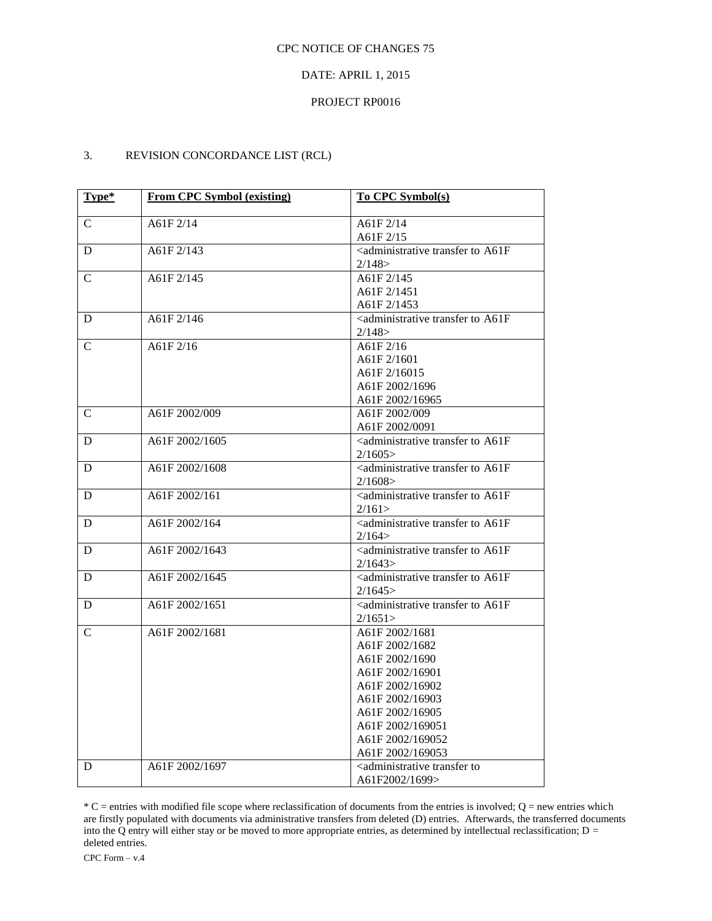CPC NOTICE OF CHANGES 75

DATE: APRIL 1, 2015

PROJECT RP0016

3. REVISION CONCORDANCE LIST (RCL)

| Type* | From CPC Symbol (existing) | To CPC Symbol(s) |
|---|---|---|
| C | A61F 2/14 | A61F 2/14<br>A61F 2/15 |
| D | A61F 2/143 | <administrative transfer to A61F 2/148> |
| C | A61F 2/145 | A61F 2/145<br>A61F 2/1451<br>A61F 2/1453 |
| D | A61F 2/146 | <administrative transfer to A61F 2/148> |
| C | A61F 2/16 | A61F 2/16<br>A61F 2/1601<br>A61F 2/16015<br>A61F 2002/1696<br>A61F 2002/16965 |
| C | A61F 2002/009 | A61F 2002/009<br>A61F 2002/0091 |
| D | A61F 2002/1605 | <administrative transfer to A61F 2/1605> |
| D | A61F 2002/1608 | <administrative transfer to A61F 2/1608> |
| D | A61F 2002/161 | <administrative transfer to A61F 2/161> |
| D | A61F 2002/164 | <administrative transfer to A61F 2/164> |
| D | A61F 2002/1643 | <administrative transfer to A61F 2/1643> |
| D | A61F 2002/1645 | <administrative transfer to A61F 2/1645> |
| D | A61F 2002/1651 | <administrative transfer to A61F 2/1651> |
| C | A61F 2002/1681 | A61F 2002/1681<br>A61F 2002/1682<br>A61F 2002/1690<br>A61F 2002/16901<br>A61F 2002/16902<br>A61F 2002/16903<br>A61F 2002/16905<br>A61F 2002/169051<br>A61F 2002/169052<br>A61F 2002/169053 |
| D | A61F 2002/1697 | <administrative transfer to A61F2002/1699> |

* C = entries with modified file scope where reclassification of documents from the entries is involved; Q = new entries which are firstly populated with documents via administrative transfers from deleted (D) entries. Afterwards, the transferred documents into the Q entry will either stay or be moved to more appropriate entries, as determined by intellectual reclassification; D = deleted entries.

CPC Form – v.4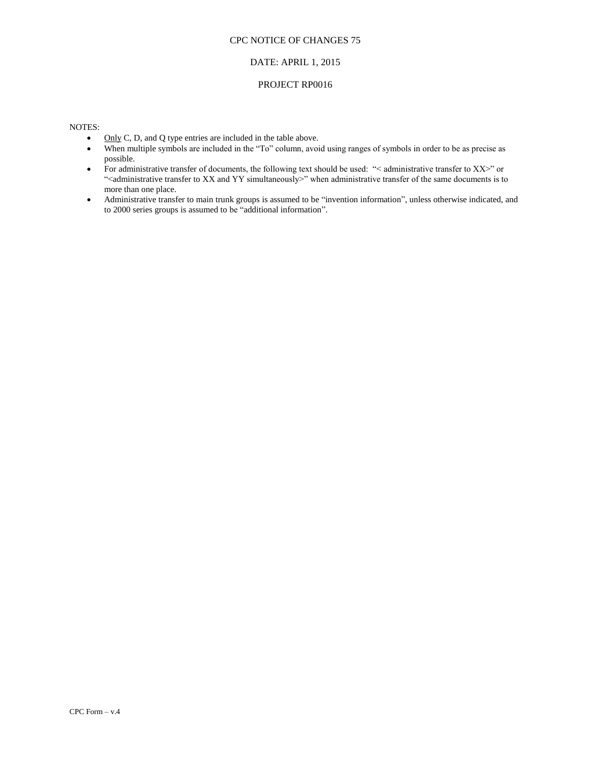NOTES:

- Only C, D, and Q type entries are included in the table above.
- When multiple symbols are included in the "To" column, avoid using ranges of symbols in order to be as precise as possible.
- For administrative transfer of documents, the following text should be used: "< administrative transfer to XX>" or "<administrative transfer to XX and YY simultaneously>" when administrative transfer of the same documents is to more than one place.
- Administrative transfer to main trunk groups is assumed to be "invention information", unless otherwise indicated, and to 2000 series groups is assumed to be "additional information".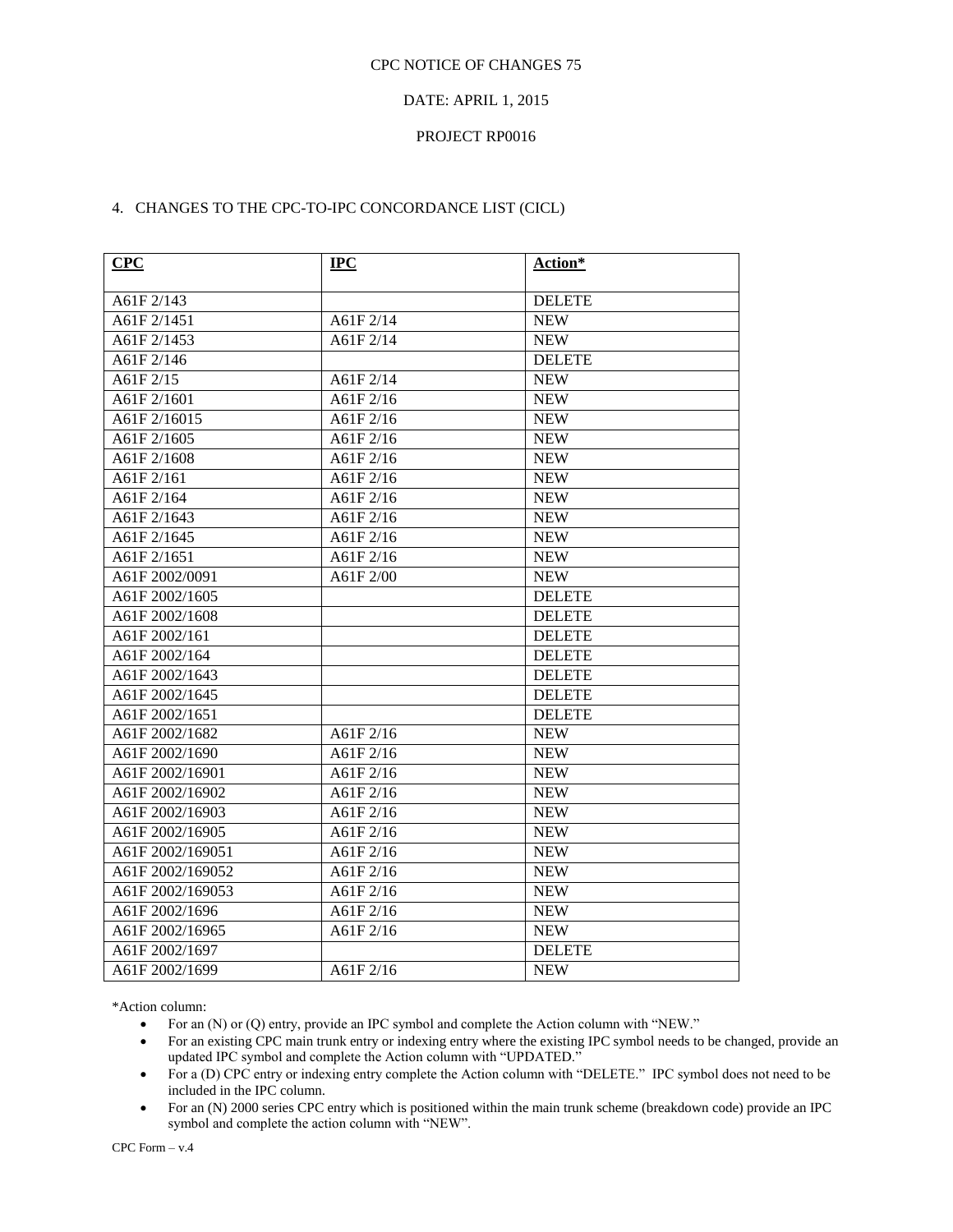CPC NOTICE OF CHANGES 75

DATE: APRIL 1, 2015

PROJECT RP0016

4. CHANGES TO THE CPC-TO-IPC CONCORDANCE LIST (CICL)

| **CPC** | **IPC** | **Action*** |
|---|---|---|
| A61F 2/143 | | DELETE |
| A61F 2/1451 | A61F 2/14 | NEW |
| A61F 2/1453 | A61F 2/14 | NEW |
| A61F 2/146 | | DELETE |
| A61F 2/15 | A61F 2/14 | NEW |
| A61F 2/1601 | A61F 2/16 | NEW |
| A61F 2/16015 | A61F 2/16 | NEW |
| A61F 2/1605 | A61F 2/16 | NEW |
| A61F 2/1608 | A61F 2/16 | NEW |
| A61F 2/161 | A61F 2/16 | NEW |
| A61F 2/164 | A61F 2/16 | NEW |
| A61F 2/1643 | A61F 2/16 | NEW |
| A61F 2/1645 | A61F 2/16 | NEW |
| A61F 2/1651 | A61F 2/16 | NEW |
| A61F 2002/0091 | A61F 2/00 | NEW |
| A61F 2002/1605 | | DELETE |
| A61F 2002/1608 | | DELETE |
| A61F 2002/161 | | DELETE |
| A61F 2002/164 | | DELETE |
| A61F 2002/1643 | | DELETE |
| A61F 2002/1645 | | DELETE |
| A61F 2002/1651 | | DELETE |
| A61F 2002/1682 | A61F 2/16 | NEW |
| A61F 2002/1690 | A61F 2/16 | NEW |
| A61F 2002/16901 | A61F 2/16 | NEW |
| A61F 2002/16902 | A61F 2/16 | NEW |
| A61F 2002/16903 | A61F 2/16 | NEW |
| A61F 2002/16905 | A61F 2/16 | NEW |
| A61F 2002/169051 | A61F 2/16 | NEW |
| A61F 2002/169052 | A61F 2/16 | NEW |
| A61F 2002/169053 | A61F 2/16 | NEW |
| A61F 2002/1696 | A61F 2/16 | NEW |
| A61F 2002/16965 | A61F 2/16 | NEW |
| A61F 2002/1697 | | DELETE |
| A61F 2002/1699 | A61F 2/16 | NEW |

*Action column:

- For an (N) or (Q) entry, provide an IPC symbol and complete the Action column with "NEW."
- For an existing CPC main trunk entry or indexing entry where the existing IPC symbol needs to be changed, provide an updated IPC symbol and complete the Action column with "UPDATED."
- For a (D) CPC entry or indexing entry complete the Action column with "DELETE." IPC symbol does not need to be included in the IPC column.
- For an (N) 2000 series CPC entry which is positioned within the main trunk scheme (breakdown code) provide an IPC symbol and complete the action column with "NEW".

CPC Form – v.4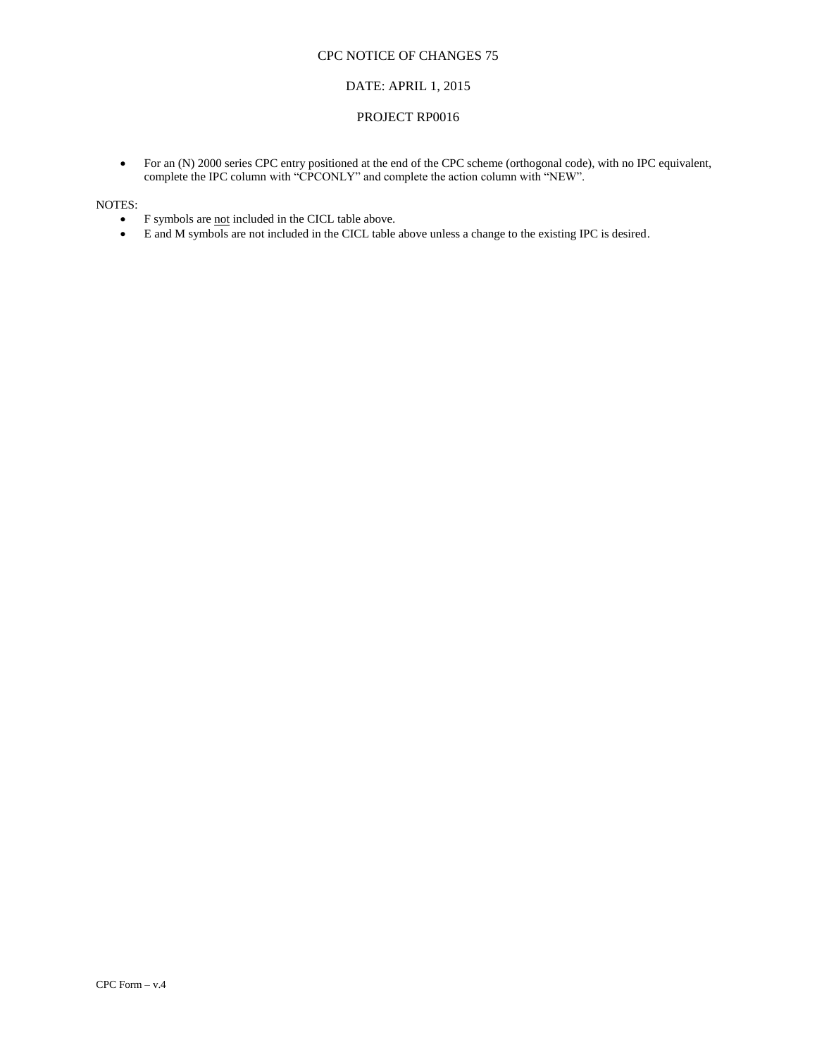- For an (N) 2000 series CPC entry positioned at the end of the CPC scheme (orthogonal code), with no IPC equivalent, complete the IPC column with "CPCONLY" and complete the action column with "NEW".

NOTES:

- F symbols are not included in the CICL table above.
- E and M symbols are not included in the CICL table above unless a change to the existing IPC is desired.